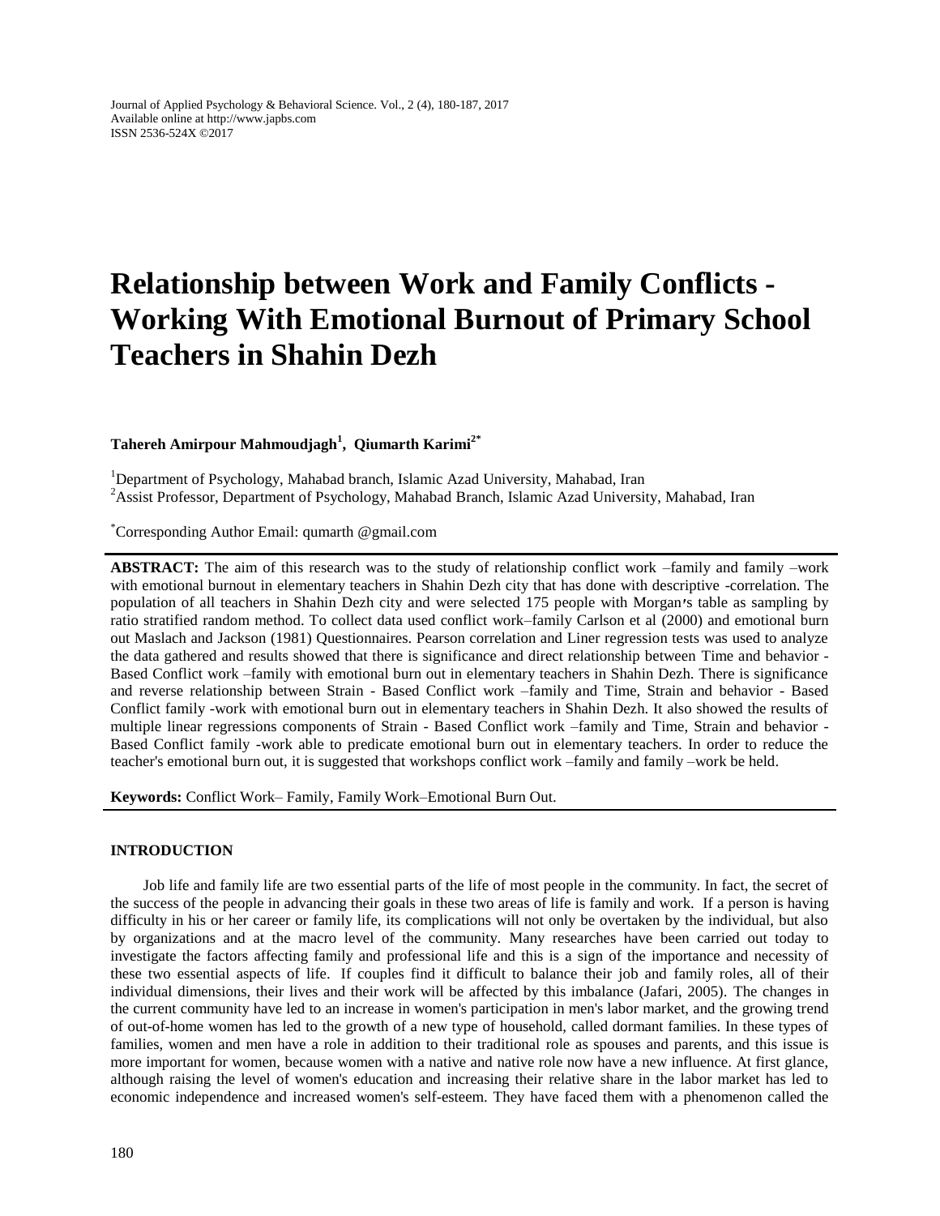Journal of Applied Psychology & Behavioral Science. Vol., 2 (4), 180-187, 2017
Available online at http://www.japbs.com
ISSN 2536-524X ©2017

# Relationship between Work and Family Conflicts - Working With Emotional Burnout of Primary School Teachers in Shahin Dezh

**Tahereh Amirpour Mahmoudjagh[1], Qiumarth Karimi[2*]**

[1]Department of Psychology, Mahabad branch, Islamic Azad University, Mahabad, Iran
[2]Assist Professor, Department of Psychology, Mahabad Branch, Islamic Azad University, Mahabad, Iran

[*]Corresponding Author Email: qumarth @gmail.com

**ABSTRACT:** The aim of this research was to the study of relationship conflict work –family and family –work with emotional burnout in elementary teachers in Shahin Dezh city that has done with descriptive -correlation. The population of all teachers in Shahin Dezh city and were selected 175 people with Morgan׳s table as sampling by ratio stratified random method. To collect data used conflict work–family Carlson et al (2000) and emotional burn out Maslach and Jackson (1981) Questionnaires. Pearson correlation and Liner regression tests was used to analyze the data gathered and results showed that there is significance and direct relationship between Time and behavior - Based Conflict work –family with emotional burn out in elementary teachers in Shahin Dezh. There is significance and reverse relationship between Strain - Based Conflict work –family and Time, Strain and behavior - Based Conflict family -work with emotional burn out in elementary teachers in Shahin Dezh. It also showed the results of multiple linear regressions components of Strain - Based Conflict work –family and Time, Strain and behavior - Based Conflict family -work able to predicate emotional burn out in elementary teachers. In order to reduce the teacher's emotional burn out, it is suggested that workshops conflict work –family and family –work be held.

**Keywords:** Conflict Work– Family, Family Work–Emotional Burn Out.

## INTRODUCTION

Job life and family life are two essential parts of the life of most people in the community. In fact, the secret of the success of the people in advancing their goals in these two areas of life is family and work. If a person is having difficulty in his or her career or family life, its complications will not only be overtaken by the individual, but also by organizations and at the macro level of the community. Many researches have been carried out today to investigate the factors affecting family and professional life and this is a sign of the importance and necessity of these two essential aspects of life. If couples find it difficult to balance their job and family roles, all of their individual dimensions, their lives and their work will be affected by this imbalance (Jafari, 2005). The changes in the current community have led to an increase in women's participation in men's labor market, and the growing trend of out-of-home women has led to the growth of a new type of household, called dormant families. In these types of families, women and men have a role in addition to their traditional role as spouses and parents, and this issue is more important for women, because women with a native and native role now have a new influence. At first glance, although raising the level of women's education and increasing their relative share in the labor market has led to economic independence and increased women's self-esteem. They have faced them with a phenomenon called the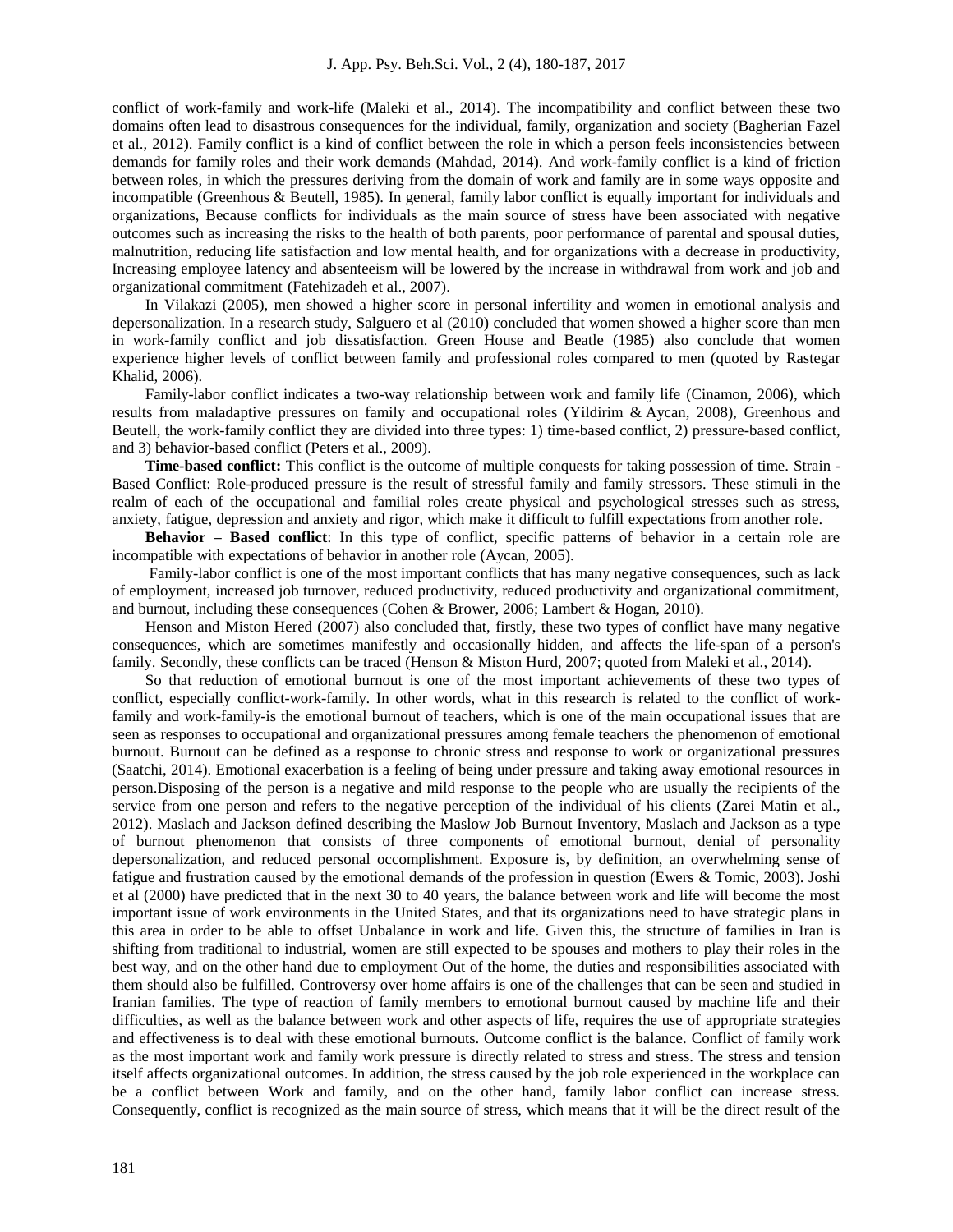conflict of work-family and work-life (Maleki et al., 2014). The incompatibility and conflict between these two domains often lead to disastrous consequences for the individual, family, organization and society (Bagherian Fazel et al., 2012). Family conflict is a kind of conflict between the role in which a person feels inconsistencies between demands for family roles and their work demands (Mahdad, 2014). And work-family conflict is a kind of friction between roles, in which the pressures deriving from the domain of work and family are in some ways opposite and incompatible (Greenhous & Beutell, 1985). In general, family labor conflict is equally important for individuals and organizations, Because conflicts for individuals as the main source of stress have been associated with negative outcomes such as increasing the risks to the health of both parents, poor performance of parental and spousal duties, malnutrition, reducing life satisfaction and low mental health, and for organizations with a decrease in productivity, Increasing employee latency and absenteeism will be lowered by the increase in withdrawal from work and job and organizational commitment (Fatehizadeh et al., 2007).

In Vilakazi (2005), men showed a higher score in personal infertility and women in emotional analysis and depersonalization. In a research study, Salguero et al (2010) concluded that women showed a higher score than men in work-family conflict and job dissatisfaction. Green House and Beatle (1985) also conclude that women experience higher levels of conflict between family and professional roles compared to men (quoted by Rastegar Khalid, 2006).

Family-labor conflict indicates a two-way relationship between work and family life (Cinamon, 2006), which results from maladaptive pressures on family and occupational roles (Yildirim & Aycan, 2008), Greenhous and Beutell, the work-family conflict they are divided into three types: 1) time-based conflict, 2) pressure-based conflict, and 3) behavior-based conflict (Peters et al., 2009).

**Time-based conflict:** This conflict is the outcome of multiple conquests for taking possession of time. Strain - Based Conflict: Role-produced pressure is the result of stressful family and family stressors. These stimuli in the realm of each of the occupational and familial roles create physical and psychological stresses such as stress, anxiety, fatigue, depression and anxiety and rigor, which make it difficult to fulfill expectations from another role.

**Behavior – Based conflict**: In this type of conflict, specific patterns of behavior in a certain role are incompatible with expectations of behavior in another role (Aycan, 2005).

Family-labor conflict is one of the most important conflicts that has many negative consequences, such as lack of employment, increased job turnover, reduced productivity, reduced productivity and organizational commitment, and burnout, including these consequences (Cohen & Brower, 2006; Lambert & Hogan, 2010).

Henson and Miston Hered (2007) also concluded that, firstly, these two types of conflict have many negative consequences, which are sometimes manifestly and occasionally hidden, and affects the life-span of a person's family. Secondly, these conflicts can be traced (Henson & Miston Hurd, 2007; quoted from Maleki et al., 2014).

So that reduction of emotional burnout is one of the most important achievements of these two types of conflict, especially conflict-work-family. In other words, what in this research is related to the conflict of work-family and work-family-is the emotional burnout of teachers, which is one of the main occupational issues that are seen as responses to occupational and organizational pressures among female teachers the phenomenon of emotional burnout. Burnout can be defined as a response to chronic stress and response to work or organizational pressures (Saatchi, 2014). Emotional exacerbation is a feeling of being under pressure and taking away emotional resources in person.Disposing of the person is a negative and mild response to the people who are usually the recipients of the service from one person and refers to the negative perception of the individual of his clients (Zarei Matin et al., 2012). Maslach and Jackson defined describing the Maslow Job Burnout Inventory, Maslach and Jackson as a type of burnout phenomenon that consists of three components of emotional burnout, denial of personality depersonalization, and reduced personal occomplishment. Exposure is, by definition, an overwhelming sense of fatigue and frustration caused by the emotional demands of the profession in question (Ewers & Tomic, 2003). Joshi et al (2000) have predicted that in the next 30 to 40 years, the balance between work and life will become the most important issue of work environments in the United States, and that its organizations need to have strategic plans in this area in order to be able to offset Unbalance in work and life. Given this, the structure of families in Iran is shifting from traditional to industrial, women are still expected to be spouses and mothers to play their roles in the best way, and on the other hand due to employment Out of the home, the duties and responsibilities associated with them should also be fulfilled. Controversy over home affairs is one of the challenges that can be seen and studied in Iranian families. The type of reaction of family members to emotional burnout caused by machine life and their difficulties, as well as the balance between work and other aspects of life, requires the use of appropriate strategies and effectiveness is to deal with these emotional burnouts. Outcome conflict is the balance. Conflict of family work as the most important work and family work pressure is directly related to stress and stress. The stress and tension itself affects organizational outcomes. In addition, the stress caused by the job role experienced in the workplace can be a conflict between Work and family, and on the other hand, family labor conflict can increase stress. Consequently, conflict is recognized as the main source of stress, which means that it will be the direct result of the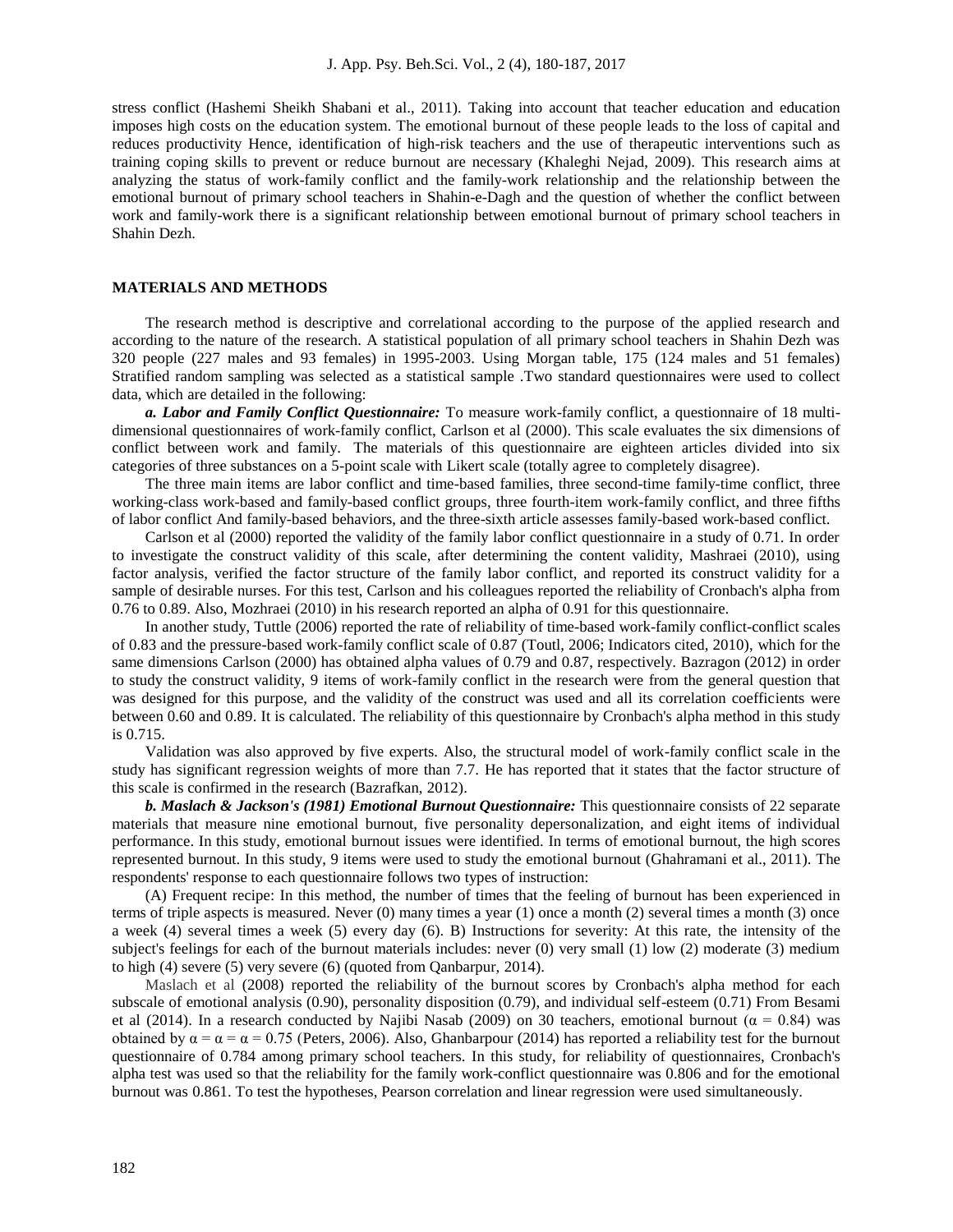stress conflict (Hashemi Sheikh Shabani et al., 2011). Taking into account that teacher education and education imposes high costs on the education system. The emotional burnout of these people leads to the loss of capital and reduces productivity Hence, identification of high-risk teachers and the use of therapeutic interventions such as training coping skills to prevent or reduce burnout are necessary (Khaleghi Nejad, 2009). This research aims at analyzing the status of work-family conflict and the family-work relationship and the relationship between the emotional burnout of primary school teachers in Shahin-e-Dagh and the question of whether the conflict between work and family-work there is a significant relationship between emotional burnout of primary school teachers in Shahin Dezh.

## MATERIALS AND METHODS

The research method is descriptive and correlational according to the purpose of the applied research and according to the nature of the research. A statistical population of all primary school teachers in Shahin Dezh was 320 people (227 males and 93 females) in 1995-2003. Using Morgan table, 175 (124 males and 51 females) Stratified random sampling was selected as a statistical sample .Two standard questionnaires were used to collect data, which are detailed in the following:

***a. Labor and Family Conflict Questionnaire:*** To measure work-family conflict, a questionnaire of 18 multi-dimensional questionnaires of work-family conflict, Carlson et al (2000). This scale evaluates the six dimensions of conflict between work and family. The materials of this questionnaire are eighteen articles divided into six categories of three substances on a 5-point scale with Likert scale (totally agree to completely disagree).

The three main items are labor conflict and time-based families, three second-time family-time conflict, three working-class work-based and family-based conflict groups, three fourth-item work-family conflict, and three fifths of labor conflict And family-based behaviors, and the three-sixth article assesses family-based work-based conflict.

Carlson et al (2000) reported the validity of the family labor conflict questionnaire in a study of 0.71. In order to investigate the construct validity of this scale, after determining the content validity, Mashraei (2010), using factor analysis, verified the factor structure of the family labor conflict, and reported its construct validity for a sample of desirable nurses. For this test, Carlson and his colleagues reported the reliability of Cronbach's alpha from 0.76 to 0.89. Also, Mozhraei (2010) in his research reported an alpha of 0.91 for this questionnaire.

In another study, Tuttle (2006) reported the rate of reliability of time-based work-family conflict-conflict scales of 0.83 and the pressure-based work-family conflict scale of 0.87 (Toutl, 2006; Indicators cited, 2010), which for the same dimensions Carlson (2000) has obtained alpha values of 0.79 and 0.87, respectively. Bazragon (2012) in order to study the construct validity, 9 items of work-family conflict in the research were from the general question that was designed for this purpose, and the validity of the construct was used and all its correlation coefficients were between 0.60 and 0.89. It is calculated. The reliability of this questionnaire by Cronbach's alpha method in this study is 0.715.

Validation was also approved by five experts. Also, the structural model of work-family conflict scale in the study has significant regression weights of more than 7.7. He has reported that it states that the factor structure of this scale is confirmed in the research (Bazrafkan, 2012).

***b. Maslach & Jackson's (1981) Emotional Burnout Questionnaire:*** This questionnaire consists of 22 separate materials that measure nine emotional burnout, five personality depersonalization, and eight items of individual performance. In this study, emotional burnout issues were identified. In terms of emotional burnout, the high scores represented burnout. In this study, 9 items were used to study the emotional burnout (Ghahramani et al., 2011). The respondents' response to each questionnaire follows two types of instruction:

(A) Frequent recipe: In this method, the number of times that the feeling of burnout has been experienced in terms of triple aspects is measured. Never (0) many times a year (1) once a month (2) several times a month (3) once a week (4) several times a week (5) every day (6). B) Instructions for severity: At this rate, the intensity of the subject's feelings for each of the burnout materials includes: never (0) very small (1) low (2) moderate (3) medium to high (4) severe (5) very severe (6) (quoted from Qanbarpur, 2014).

Maslach et al (2008) reported the reliability of the burnout scores by Cronbach's alpha method for each subscale of emotional analysis (0.90), personality disposition (0.79), and individual self-esteem (0.71) From Besami et al (2014). In a research conducted by Najibi Nasab (2009) on 30 teachers, emotional burnout ($\alpha$ = 0.84) was obtained by $\alpha = \alpha = \alpha = 0.75$ (Peters, 2006). Also, Ghanbarpour (2014) has reported a reliability test for the burnout questionnaire of 0.784 among primary school teachers. In this study, for reliability of questionnaires, Cronbach's alpha test was used so that the reliability for the family work-conflict questionnaire was 0.806 and for the emotional burnout was 0.861. To test the hypotheses, Pearson correlation and linear regression were used simultaneously.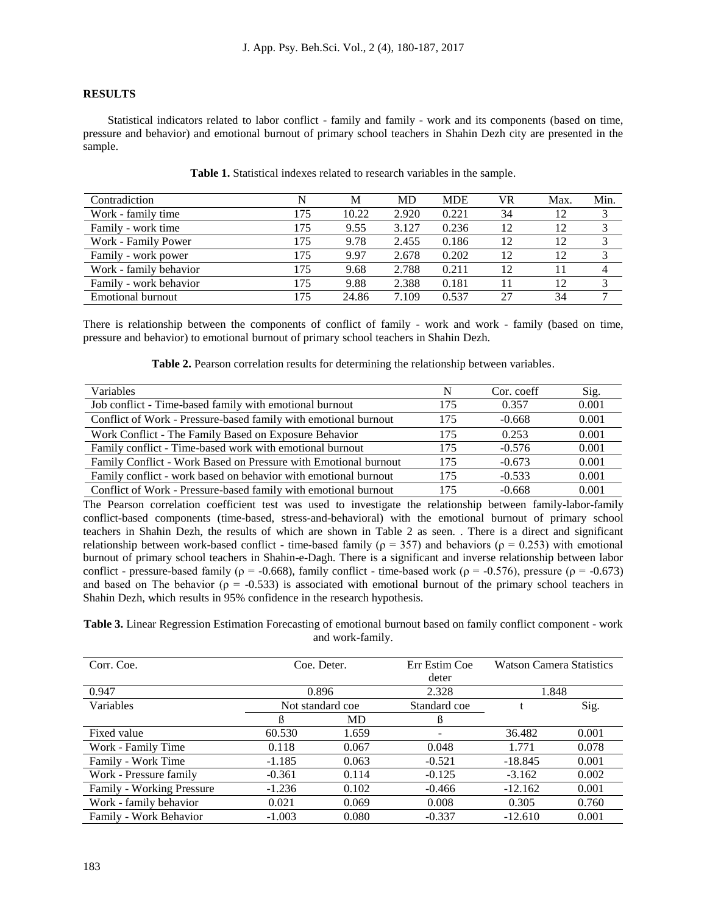## RESULTS

Statistical indicators related to labor conflict - family and family - work and its components (based on time, pressure and behavior) and emotional burnout of primary school teachers in Shahin Dezh city are presented in the sample.

**Table 1.** Statistical indexes related to research variables in the sample.

| Contradiction | N | M | MD | MDE | VR | Max. | Min. |
|---|---|---|---|---|---|---|---|
| Work - family time | 175 | 10.22 | 2.920 | 0.221 | 34 | 12 | 3 |
| Family - work time | 175 | 9.55 | 3.127 | 0.236 | 12 | 12 | 3 |
| Work - Family Power | 175 | 9.78 | 2.455 | 0.186 | 12 | 12 | 3 |
| Family - work power | 175 | 9.97 | 2.678 | 0.202 | 12 | 12 | 3 |
| Work - family behavior | 175 | 9.68 | 2.788 | 0.211 | 12 | 11 | 4 |
| Family - work behavior | 175 | 9.88 | 2.388 | 0.181 | 11 | 12 | 3 |
| Emotional burnout | 175 | 24.86 | 7.109 | 0.537 | 27 | 34 | 7 |

There is relationship between the components of conflict of family - work and work - family (based on time, pressure and behavior) to emotional burnout of primary school teachers in Shahin Dezh.

**Table 2.** Pearson correlation results for determining the relationship between variables.

| Variables | N | Cor. coeff | Sig. |
|---|---|---|---|
| Job conflict - Time-based family with emotional burnout | 175 | 0.357 | 0.001 |
| Conflict of Work - Pressure-based family with emotional burnout | 175 | -0.668 | 0.001 |
| Work Conflict - The Family Based on Exposure Behavior | 175 | 0.253 | 0.001 |
| Family conflict - Time-based work with emotional burnout | 175 | -0.576 | 0.001 |
| Family Conflict - Work Based on Pressure with Emotional burnout | 175 | -0.673 | 0.001 |
| Family conflict - work based on behavior with emotional burnout | 175 | -0.533 | 0.001 |
| Conflict of Work - Pressure-based family with emotional burnout | 175 | -0.668 | 0.001 |

The Pearson correlation coefficient test was used to investigate the relationship between family-labor-family conflict-based components (time-based, stress-and-behavioral) with the emotional burnout of primary school teachers in Shahin Dezh, the results of which are shown in Table 2 as seen. . There is a direct and significant relationship between work-based conflict - time-based family (ρ = 357) and behaviors (ρ = 0.253) with emotional burnout of primary school teachers in Shahin-e-Dagh. There is a significant and inverse relationship between labor conflict - pressure-based family (ρ = -0.668), family conflict - time-based work (ρ = -0.576), pressure (ρ = -0.673) and based on The behavior (ρ = -0.533) is associated with emotional burnout of the primary school teachers in Shahin Dezh, which results in 95% confidence in the research hypothesis.

**Table 3.** Linear Regression Estimation Forecasting of emotional burnout based on family conflict component - work and work-family.

| Corr. Coe. | Coe. Deter. | | Err Estim Coe deter | Watson Camera Statistics | |
|---|---|---|---|---|---|
| 0.947 | 0.896 | | 2.328 | 1.848 | |
| Variables | Not standard coe | | Standard coe | t | Sig. |
| | ß | MD | ß | | |
| Fixed value | 60.530 | 1.659 | - | 36.482 | 0.001 |
| Work - Family Time | 0.118 | 0.067 | 0.048 | 1.771 | 0.078 |
| Family - Work Time | -1.185 | 0.063 | -0.521 | -18.845 | 0.001 |
| Work - Pressure family | -0.361 | 0.114 | -0.125 | -3.162 | 0.002 |
| Family - Working Pressure | -1.236 | 0.102 | -0.466 | -12.162 | 0.001 |
| Work - family behavior | 0.021 | 0.069 | 0.008 | 0.305 | 0.760 |
| Family - Work Behavior | -1.003 | 0.080 | -0.337 | -12.610 | 0.001 |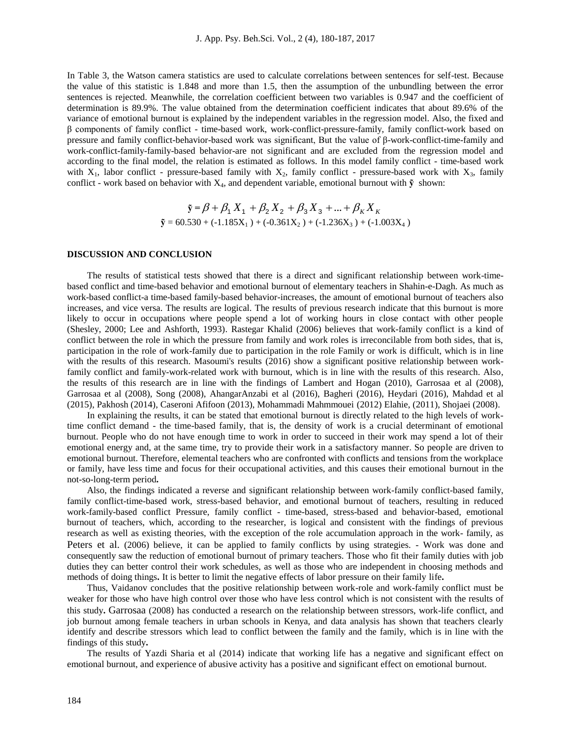In Table 3, the Watson camera statistics are used to calculate correlations between sentences for self-test. Because the value of this statistic is 1.848 and more than 1.5, then the assumption of the unbundling between the error sentences is rejected. Meanwhile, the correlation coefficient between two variables is 0.947 and the coefficient of determination is 89.9%. The value obtained from the determination coefficient indicates that about 89.6% of the variance of emotional burnout is explained by the independent variables in the regression model. Also, the fixed and β components of family conflict - time-based work, work-conflict-pressure-family, family conflict-work based on pressure and family conflict-behavior-based work was significant, But the value of β-work-conflict-time-family and work-conflict-family-family-based behavior-are not significant and are excluded from the regression model and according to the final model, the relation is estimated as follows. In this model family conflict - time-based work with $X_1$, labor conflict - pressure-based family with $X_2$, family conflict - pressure-based work with $X_3$, family conflict - work based on behavior with $X_4$, and dependent variable, emotional burnout with $\tilde{\mathbf{y}}$ shown:

$$\tilde{\mathbf{y}} = \beta + \beta_1 X_1 + \beta_2 X_2 + \beta_3 X_3 + ... + \beta_K X_K$$

$$\tilde{\mathbf{y}} = 60.530 + (-1.185X_1) + (-0.361X_2) + (-1.236X_3) + (-1.003X_4)$$

## DISCUSSION AND CONCLUSION

The results of statistical tests showed that there is a direct and significant relationship between work-time-based conflict and time-based behavior and emotional burnout of elementary teachers in Shahin-e-Dagh. As much as work-based conflict-a time-based family-based behavior-increases, the amount of emotional burnout of teachers also increases, and vice versa. The results are logical. The results of previous research indicate that this burnout is more likely to occur in occupations where people spend a lot of working hours in close contact with other people (Shesley, 2000; Lee and Ashforth, 1993). Rastegar Khalid (2006) believes that work-family conflict is a kind of conflict between the role in which the pressure from family and work roles is irreconcilable from both sides, that is, participation in the role of work-family due to participation in the role Family or work is difficult, which is in line with the results of this research. Masoumi's results (2016) show a significant positive relationship between work-family conflict and family-work-related work with burnout, which is in line with the results of this research. Also, the results of this research are in line with the findings of Lambert and Hogan (2010), Garrosaa et al (2008), Garrosaa et al (2008), Song (2008), AhangarAnzabi et al (2016), Bagheri (2016), Heydari (2016), Mahdad et al (2015), Pakhosh (2014), Caseroni Afifoon (2013), Mohammadi Mahmmouei (2012) Elahie, (2011), Shojaei (2008).

In explaining the results, it can be stated that emotional burnout is directly related to the high levels of work-time conflict demand - the time-based family, that is, the density of work is a crucial determinant of emotional burnout. People who do not have enough time to work in order to succeed in their work may spend a lot of their emotional energy and, at the same time, try to provide their work in a satisfactory manner. So people are driven to emotional burnout. Therefore, elemental teachers who are confronted with conflicts and tensions from the workplace or family, have less time and focus for their occupational activities, and this causes their emotional burnout in the not-so-long-term period**.**

Also, the findings indicated a reverse and significant relationship between work-family conflict-based family, family conflict-time-based work, stress-based behavior, and emotional burnout of teachers, resulting in reduced work-family-based conflict Pressure, family conflict - time-based, stress-based and behavior-based, emotional burnout of teachers, which, according to the researcher, is logical and consistent with the findings of previous research as well as existing theories, with the exception of the role accumulation approach in the work- family, as Peters et al. (2006) believe, it can be applied to family conflicts by using strategies. - Work was done and consequently saw the reduction of emotional burnout of primary teachers. Those who fit their family duties with job duties they can better control their work schedules, as well as those who are independent in choosing methods and methods of doing things**.** It is better to limit the negative effects of labor pressure on their family life**.**

Thus, Vaidanov concludes that the positive relationship between work-role and work-family conflict must be weaker for those who have high control over those who have less control which is not consistent with the results of this study**.** Garrosaa (2008) has conducted a research on the relationship between stressors, work-life conflict, and job burnout among female teachers in urban schools in Kenya, and data analysis has shown that teachers clearly identify and describe stressors which lead to conflict between the family and the family, which is in line with the findings of this study**.**

The results of Yazdi Sharia et al (2014) indicate that working life has a negative and significant effect on emotional burnout, and experience of abusive activity has a positive and significant effect on emotional burnout.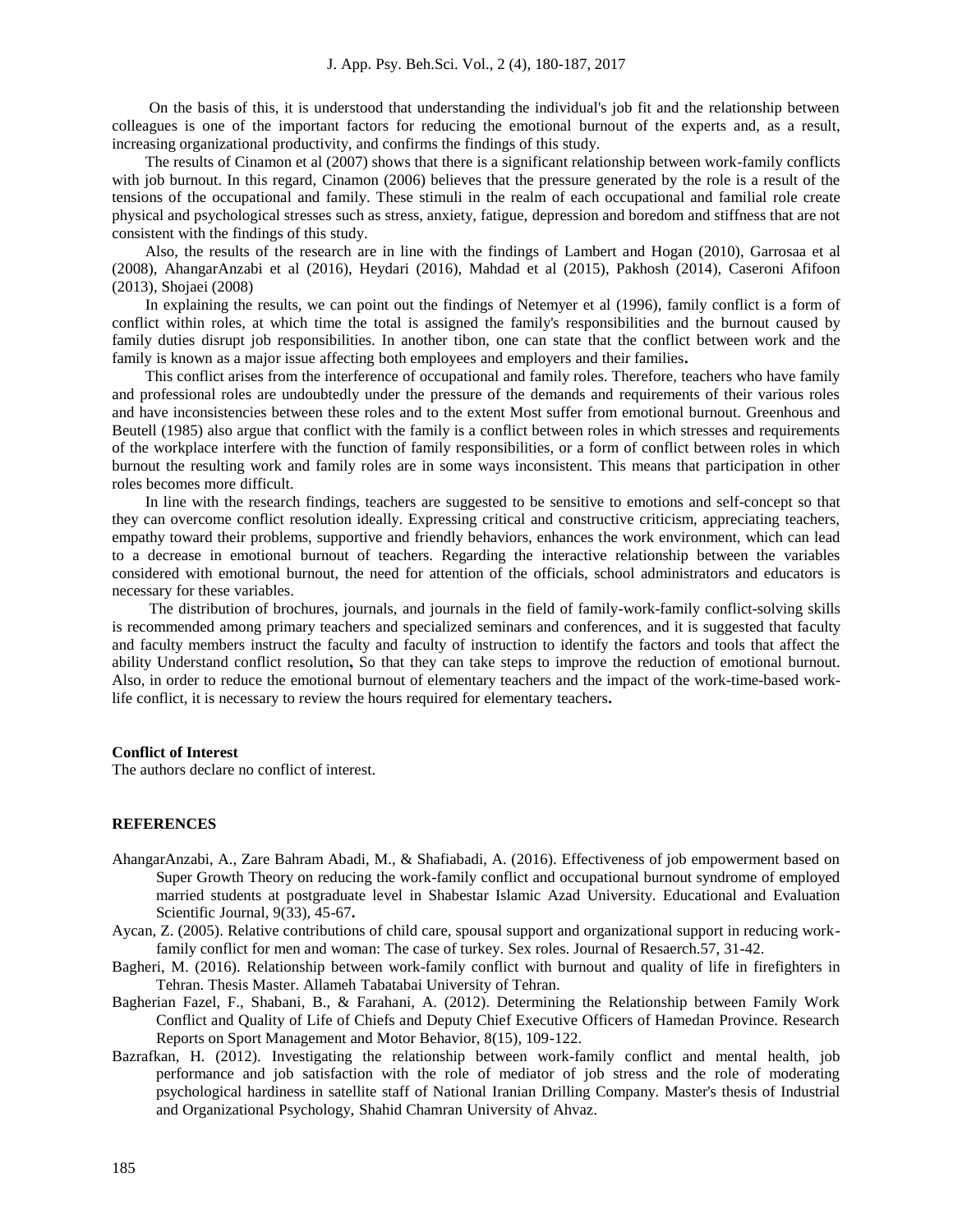On the basis of this, it is understood that understanding the individual's job fit and the relationship between colleagues is one of the important factors for reducing the emotional burnout of the experts and, as a result, increasing organizational productivity, and confirms the findings of this study.

The results of Cinamon et al (2007) shows that there is a significant relationship between work-family conflicts with job burnout. In this regard, Cinamon (2006) believes that the pressure generated by the role is a result of the tensions of the occupational and family. These stimuli in the realm of each occupational and familial role create physical and psychological stresses such as stress, anxiety, fatigue, depression and boredom and stiffness that are not consistent with the findings of this study.

Also, the results of the research are in line with the findings of Lambert and Hogan (2010), Garrosaa et al (2008), AhangarAnzabi et al (2016), Heydari (2016), Mahdad et al (2015), Pakhosh (2014), Caseroni Afifoon (2013), Shojaei (2008)

In explaining the results, we can point out the findings of Netemyer et al (1996), family conflict is a form of conflict within roles, at which time the total is assigned the family's responsibilities and the burnout caused by family duties disrupt job responsibilities. In another tibon, one can state that the conflict between work and the family is known as a major issue affecting both employees and employers and their families**.**

This conflict arises from the interference of occupational and family roles. Therefore, teachers who have family and professional roles are undoubtedly under the pressure of the demands and requirements of their various roles and have inconsistencies between these roles and to the extent Most suffer from emotional burnout. Greenhous and Beutell (1985) also argue that conflict with the family is a conflict between roles in which stresses and requirements of the workplace interfere with the function of family responsibilities, or a form of conflict between roles in which burnout the resulting work and family roles are in some ways inconsistent. This means that participation in other roles becomes more difficult.

In line with the research findings, teachers are suggested to be sensitive to emotions and self-concept so that they can overcome conflict resolution ideally. Expressing critical and constructive criticism, appreciating teachers, empathy toward their problems, supportive and friendly behaviors, enhances the work environment, which can lead to a decrease in emotional burnout of teachers. Regarding the interactive relationship between the variables considered with emotional burnout, the need for attention of the officials, school administrators and educators is necessary for these variables.

The distribution of brochures, journals, and journals in the field of family-work-family conflict-solving skills is recommended among primary teachers and specialized seminars and conferences, and it is suggested that faculty and faculty members instruct the faculty and faculty of instruction to identify the factors and tools that affect the ability Understand conflict resolution**,** So that they can take steps to improve the reduction of emotional burnout. Also, in order to reduce the emotional burnout of elementary teachers and the impact of the work-time-based work-life conflict, it is necessary to review the hours required for elementary teachers**.**

**Conflict of Interest**

The authors declare no conflict of interest.

**REFERENCES**

AhangarAnzabi, A., Zare Bahram Abadi, M., & Shafiabadi, A. (2016). Effectiveness of job empowerment based on Super Growth Theory on reducing the work-family conflict and occupational burnout syndrome of employed married students at postgraduate level in Shabestar Islamic Azad University. Educational and Evaluation Scientific Journal, 9(33), 45-67**.**

Aycan, Z. (2005). Relative contributions of child care, spousal support and organizational support in reducing work-family conflict for men and woman: The case of turkey. Sex roles. Journal of Resaerch.57, 31-42.

Bagheri, M. (2016). Relationship between work-family conflict with burnout and quality of life in firefighters in Tehran. Thesis Master. Allameh Tabatabai University of Tehran.

Bagherian Fazel, F., Shabani, B., & Farahani, A. (2012). Determining the Relationship between Family Work Conflict and Quality of Life of Chiefs and Deputy Chief Executive Officers of Hamedan Province. Research Reports on Sport Management and Motor Behavior, 8(15), 109-122.

Bazrafkan, H. (2012). Investigating the relationship between work-family conflict and mental health, job performance and job satisfaction with the role of mediator of job stress and the role of moderating psychological hardiness in satellite staff of National Iranian Drilling Company. Master's thesis of Industrial and Organizational Psychology, Shahid Chamran University of Ahvaz.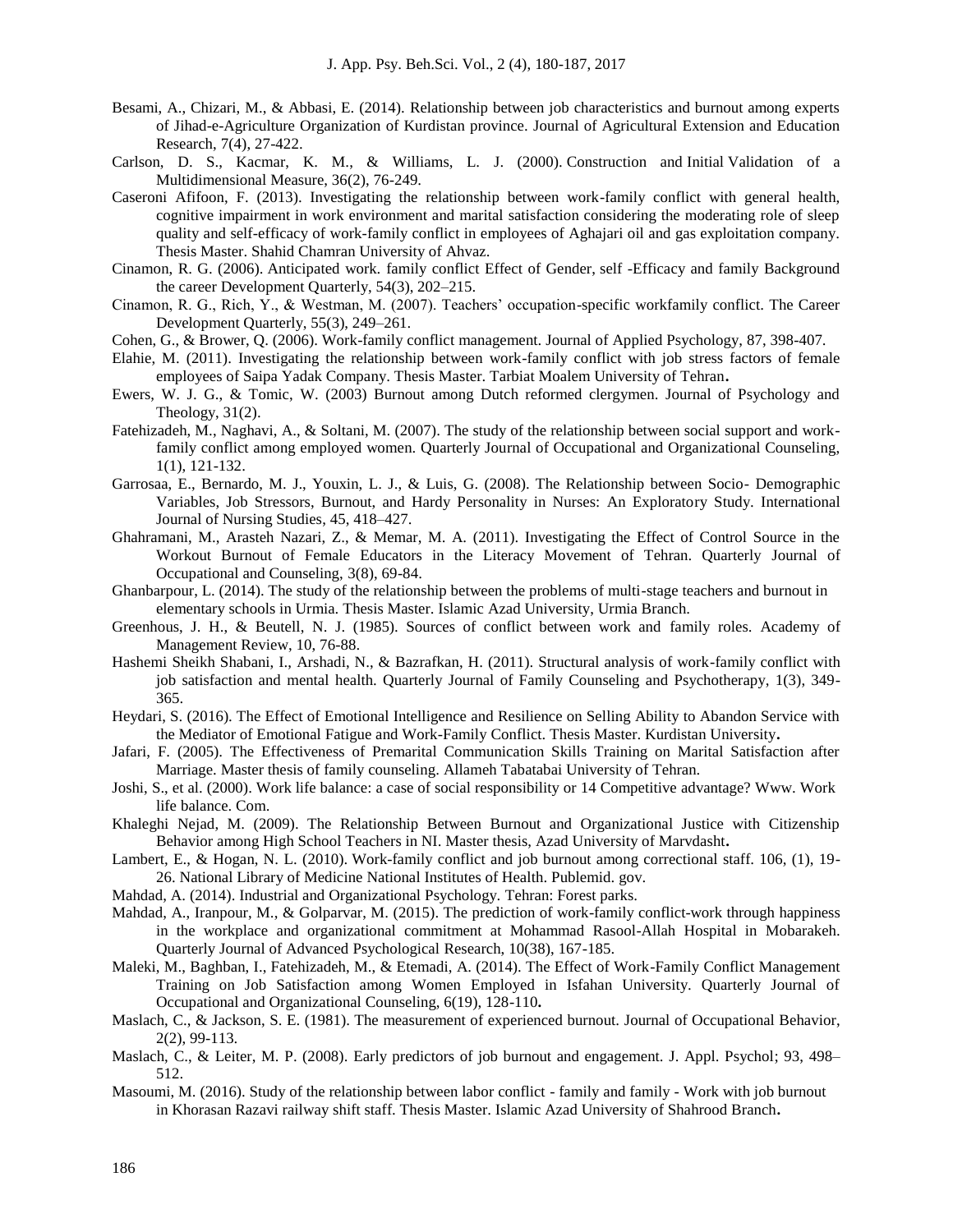Besami, A., Chizari, M., & Abbasi, E. (2014). Relationship between job characteristics and burnout among experts of Jihad-e-Agriculture Organization of Kurdistan province. Journal of Agricultural Extension and Education Research, 7(4), 27-422.

Carlson, D. S., Kacmar, K. M., & Williams, L. J. (2000). Construction and Initial Validation of a Multidimensional Measure, 36(2), 76-249.

Caseroni Afifoon, F. (2013). Investigating the relationship between work-family conflict with general health, cognitive impairment in work environment and marital satisfaction considering the moderating role of sleep quality and self-efficacy of work-family conflict in employees of Aghajari oil and gas exploitation company. Thesis Master. Shahid Chamran University of Ahvaz.

Cinamon, R. G. (2006). Anticipated work. family conflict Effect of Gender, self -Efficacy and family Background the career Development Quarterly, 54(3), 202–215.

Cinamon, R. G., Rich, Y., & Westman, M. (2007). Teachers' occupation-specific workfamily conflict. The Career Development Quarterly, 55(3), 249–261.

Cohen, G., & Brower, Q. (2006). Work-family conflict management. Journal of Applied Psychology, 87, 398-407.

Elahie, M. (2011). Investigating the relationship between work-family conflict with job stress factors of female employees of Saipa Yadak Company. Thesis Master. Tarbiat Moalem University of Tehran**.**

Ewers, W. J. G., & Tomic, W. (2003) Burnout among Dutch reformed clergymen. Journal of Psychology and Theology, 31(2).

Fatehizadeh, M., Naghavi, A., & Soltani, M. (2007). The study of the relationship between social support and work-family conflict among employed women. Quarterly Journal of Occupational and Organizational Counseling, 1(1), 121-132.

Garrosaa, E., Bernardo, M. J., Youxin, L. J., & Luis, G. (2008). The Relationship between Socio- Demographic Variables, Job Stressors, Burnout, and Hardy Personality in Nurses: An Exploratory Study. International Journal of Nursing Studies, 45, 418–427.

Ghahramani, M., Arasteh Nazari, Z., & Memar, M. A. (2011). Investigating the Effect of Control Source in the Workout Burnout of Female Educators in the Literacy Movement of Tehran. Quarterly Journal of Occupational and Counseling, 3(8), 69-84.

Ghanbarpour, L. (2014). The study of the relationship between the problems of multi-stage teachers and burnout in elementary schools in Urmia. Thesis Master. Islamic Azad University, Urmia Branch.

Greenhous, J. H., & Beutell, N. J. (1985). Sources of conflict between work and family roles. Academy of Management Review, 10, 76-88.

Hashemi Sheikh Shabani, I., Arshadi, N., & Bazrafkan, H. (2011). Structural analysis of work-family conflict with job satisfaction and mental health. Quarterly Journal of Family Counseling and Psychotherapy, 1(3), 349-365.

Heydari, S. (2016). The Effect of Emotional Intelligence and Resilience on Selling Ability to Abandon Service with the Mediator of Emotional Fatigue and Work-Family Conflict. Thesis Master. Kurdistan University**.**

Jafari, F. (2005). The Effectiveness of Premarital Communication Skills Training on Marital Satisfaction after Marriage. Master thesis of family counseling. Allameh Tabatabai University of Tehran.

Joshi, S., et al. (2000). Work life balance: a case of social responsibility or 14 Competitive advantage? Www. Work life balance. Com.

Khaleghi Nejad, M. (2009). The Relationship Between Burnout and Organizational Justice with Citizenship Behavior among High School Teachers in NI. Master thesis, Azad University of Marvdasht**.**

Lambert, E., & Hogan, N. L. (2010). Work-family conflict and job burnout among correctional staff. 106, (1), 19-26. National Library of Medicine National Institutes of Health. Publemid. gov.

Mahdad, A. (2014). Industrial and Organizational Psychology. Tehran: Forest parks.

Mahdad, A., Iranpour, M., & Golparvar, M. (2015). The prediction of work-family conflict-work through happiness in the workplace and organizational commitment at Mohammad Rasool-Allah Hospital in Mobarakeh. Quarterly Journal of Advanced Psychological Research, 10(38), 167-185.

Maleki, M., Baghban, I., Fatehizadeh, M., & Etemadi, A. (2014). The Effect of Work-Family Conflict Management Training on Job Satisfaction among Women Employed in Isfahan University. Quarterly Journal of Occupational and Organizational Counseling, 6(19), 128-110**.**

Maslach, C., & Jackson, S. E. (1981). The measurement of experienced burnout. Journal of Occupational Behavior, 2(2), 99-113.

Maslach, C., & Leiter, M. P. (2008). Early predictors of job burnout and engagement. J. Appl. Psychol; 93, 498–512.

Masoumi, M. (2016). Study of the relationship between labor conflict - family and family - Work with job burnout in Khorasan Razavi railway shift staff. Thesis Master. Islamic Azad University of Shahrood Branch**.**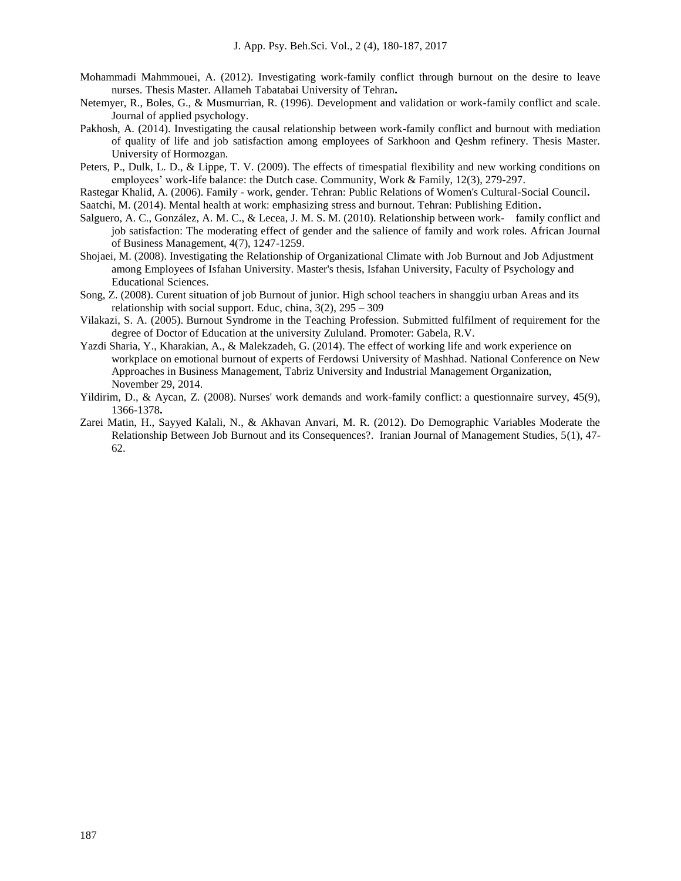Mohammadi Mahmmouei, A. (2012). Investigating work-family conflict through burnout on the desire to leave nurses. Thesis Master. Allameh Tabatabai University of Tehran**.**

Netemyer, R., Boles, G., & Musmurrian, R. (1996). Development and validation or work-family conflict and scale. Journal of applied psychology.

Pakhosh, A. (2014). Investigating the causal relationship between work-family conflict and burnout with mediation of quality of life and job satisfaction among employees of Sarkhoon and Qeshm refinery. Thesis Master. University of Hormozgan.

Peters, P., Dulk, L. D., & Lippe, T. V. (2009). The effects of timespatial flexibility and new working conditions on employees' work-life balance: the Dutch case. Community, Work & Family, 12(3), 279-297.

Rastegar Khalid, A. (2006). Family - work, gender. Tehran: Public Relations of Women's Cultural-Social Council**.**

Saatchi, M. (2014). Mental health at work: emphasizing stress and burnout. Tehran: Publishing Edition**.**

Salguero, A. C., González, A. M. C., & Lecea, J. M. S. M. (2010). Relationship between work- family conflict and job satisfaction: The moderating effect of gender and the salience of family and work roles. African Journal of Business Management, 4(7), 1247-1259.

Shojaei, M. (2008). Investigating the Relationship of Organizational Climate with Job Burnout and Job Adjustment among Employees of Isfahan University. Master's thesis, Isfahan University, Faculty of Psychology and Educational Sciences.

Song, Z. (2008). Curent situation of job Burnout of junior. High school teachers in shanggiu urban Areas and its relationship with social support. Educ, china, 3(2), 295 – 309

Vilakazi, S. A. (2005). Burnout Syndrome in the Teaching Profession. Submitted fulfilment of requirement for the degree of Doctor of Education at the university Zululand. Promoter: Gabela, R.V.

Yazdi Sharia, Y., Kharakian, A., & Malekzadeh, G. (2014). The effect of working life and work experience on workplace on emotional burnout of experts of Ferdowsi University of Mashhad. National Conference on New Approaches in Business Management, Tabriz University and Industrial Management Organization, November 29, 2014.

Yildirim, D., & Aycan, Z. (2008). Nurses' work demands and work-family conflict: a questionnaire survey, 45(9), 1366-1378**.**

Zarei Matin, H., Sayyed Kalali, N., & Akhavan Anvari, M. R. (2012). Do Demographic Variables Moderate the Relationship Between Job Burnout and its Consequences?. Iranian Journal of Management Studies, 5(1), 47-62.